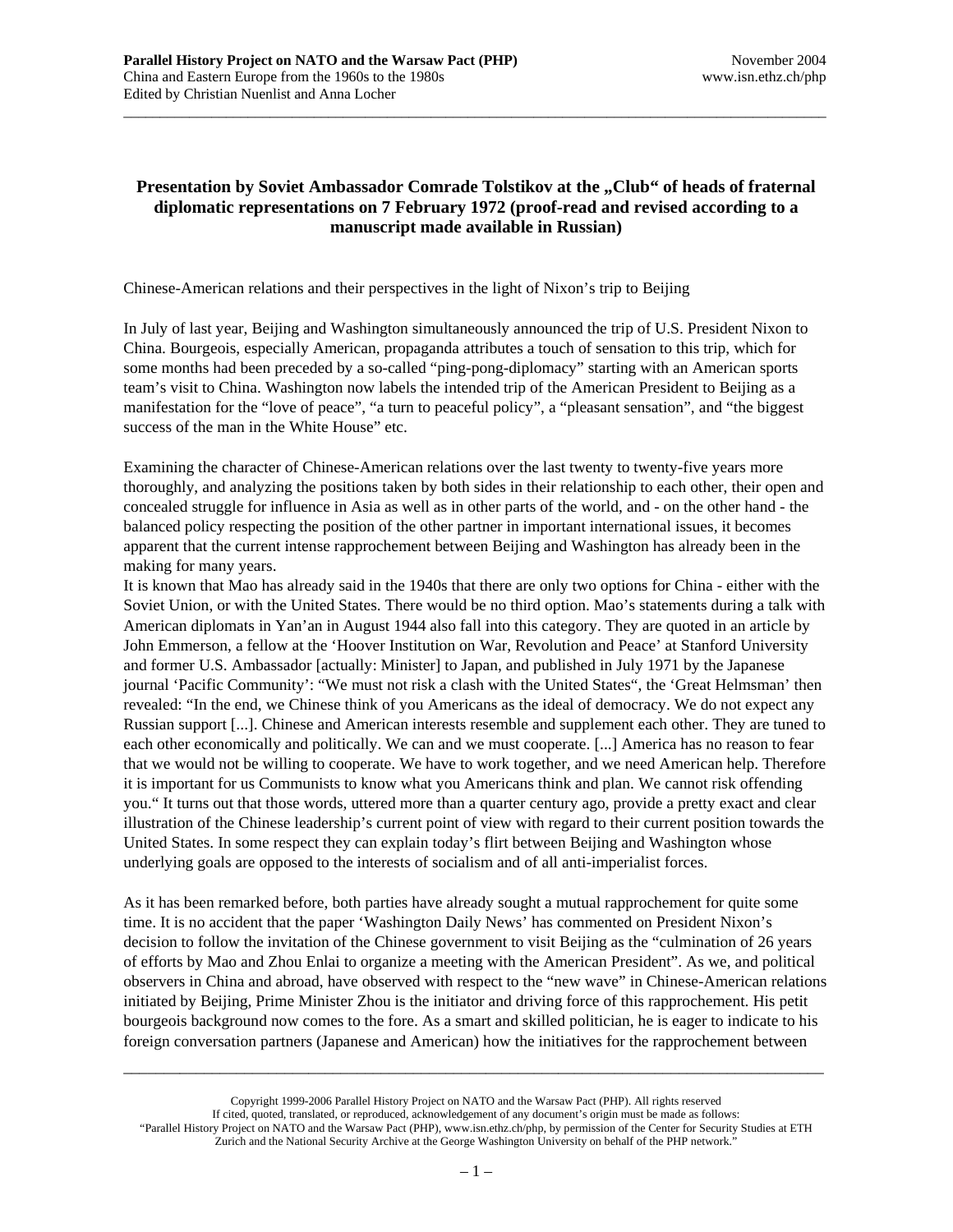**Presentation by Soviet Ambassador Comrade Tolstikov at the „Club" of heads of fraternal diplomatic representations on 7 February 1972 (proof-read and revised according to a manuscript made available in Russian)**

Chinese-American relations and their perspectives in the light of Nixon's trip to Beijing

In July of last year, Beijing and Washington simultaneously announced the trip of U.S. President Nixon to China. Bourgeois, especially American, propaganda attributes a touch of sensation to this trip, which for some months had been preceded by a so-called "ping-pong-diplomacy" starting with an American sports team's visit to China. Washington now labels the intended trip of the American President to Beijing as a manifestation for the "love of peace", "a turn to peaceful policy", a "pleasant sensation", and "the biggest success of the man in the White House" etc.

Examining the character of Chinese-American relations over the last twenty to twenty-five years more thoroughly, and analyzing the positions taken by both sides in their relationship to each other, their open and concealed struggle for influence in Asia as well as in other parts of the world, and - on the other hand - the balanced policy respecting the position of the other partner in important international issues, it becomes apparent that the current intense rapprochement between Beijing and Washington has already been in the making for many years.

It is known that Mao has already said in the 1940s that there are only two options for China - either with the Soviet Union, or with the United States. There would be no third option. Mao's statements during a talk with American diplomats in Yan'an in August 1944 also fall into this category. They are quoted in an article by John Emmerson, a fellow at the 'Hoover Institution on War, Revolution and Peace' at Stanford University and former U.S. Ambassador [actually: Minister] to Japan, and published in July 1971 by the Japanese journal 'Pacific Community': "We must not risk a clash with the United States", the 'Great Helmsman' then revealed: "In the end, we Chinese think of you Americans as the ideal of democracy. We do not expect any Russian support [...]. Chinese and American interests resemble and supplement each other. They are tuned to each other economically and politically. We can and we must cooperate. [...] America has no reason to fear that we would not be willing to cooperate. We have to work together, and we need American help. Therefore it is important for us Communists to know what you Americans think and plan. We cannot risk offending you." It turns out that those words, uttered more than a quarter century ago, provide a pretty exact and clear illustration of the Chinese leadership's current point of view with regard to their current position towards the United States. In some respect they can explain today's flirt between Beijing and Washington whose underlying goals are opposed to the interests of socialism and of all anti-imperialist forces.

As it has been remarked before, both parties have already sought a mutual rapprochement for quite some time. It is no accident that the paper 'Washington Daily News' has commented on President Nixon's decision to follow the invitation of the Chinese government to visit Beijing as the "culmination of 26 years of efforts by Mao and Zhou Enlai to organize a meeting with the American President". As we, and political observers in China and abroad, have observed with respect to the "new wave" in Chinese-American relations initiated by Beijing, Prime Minister Zhou is the initiator and driving force of this rapprochement. His petit bourgeois background now comes to the fore. As a smart and skilled politician, he is eager to indicate to his foreign conversation partners (Japanese and American) how the initiatives for the rapprochement between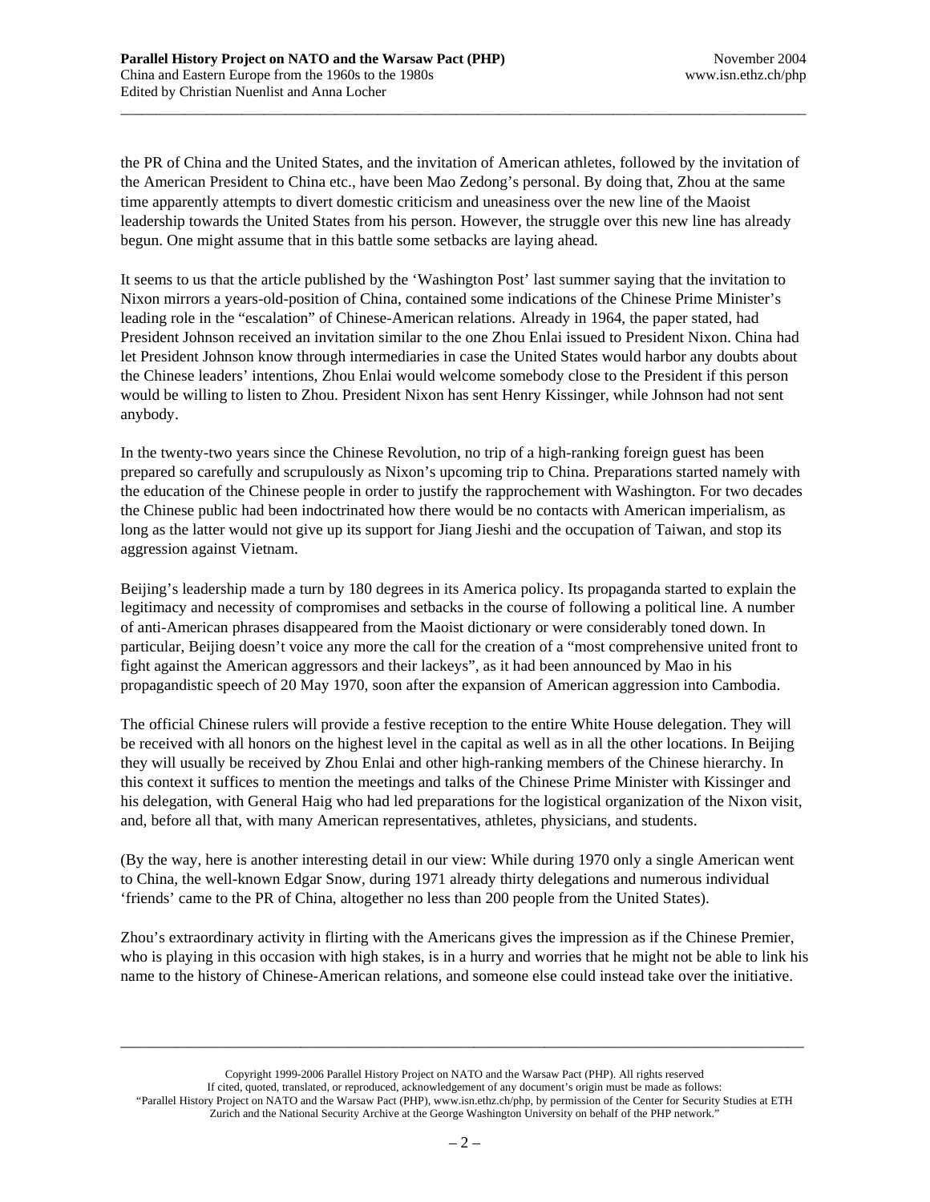the PR of China and the United States, and the invitation of American athletes, followed by the invitation of the American President to China etc., have been Mao Zedong's personal. By doing that, Zhou at the same time apparently attempts to divert domestic criticism and uneasiness over the new line of the Maoist leadership towards the United States from his person. However, the struggle over this new line has already begun. One might assume that in this battle some setbacks are laying ahead.

It seems to us that the article published by the 'Washington Post' last summer saying that the invitation to Nixon mirrors a years-old-position of China, contained some indications of the Chinese Prime Minister's leading role in the "escalation" of Chinese-American relations. Already in 1964, the paper stated, had President Johnson received an invitation similar to the one Zhou Enlai issued to President Nixon. China had let President Johnson know through intermediaries in case the United States would harbor any doubts about the Chinese leaders' intentions, Zhou Enlai would welcome somebody close to the President if this person would be willing to listen to Zhou. President Nixon has sent Henry Kissinger, while Johnson had not sent anybody.

In the twenty-two years since the Chinese Revolution, no trip of a high-ranking foreign guest has been prepared so carefully and scrupulously as Nixon's upcoming trip to China. Preparations started namely with the education of the Chinese people in order to justify the rapprochement with Washington. For two decades the Chinese public had been indoctrinated how there would be no contacts with American imperialism, as long as the latter would not give up its support for Jiang Jieshi and the occupation of Taiwan, and stop its aggression against Vietnam.

Beijing's leadership made a turn by 180 degrees in its America policy. Its propaganda started to explain the legitimacy and necessity of compromises and setbacks in the course of following a political line. A number of anti-American phrases disappeared from the Maoist dictionary or were considerably toned down. In particular, Beijing doesn't voice any more the call for the creation of a "most comprehensive united front to fight against the American aggressors and their lackeys", as it had been announced by Mao in his propagandistic speech of 20 May 1970, soon after the expansion of American aggression into Cambodia.

The official Chinese rulers will provide a festive reception to the entire White House delegation. They will be received with all honors on the highest level in the capital as well as in all the other locations. In Beijing they will usually be received by Zhou Enlai and other high-ranking members of the Chinese hierarchy. In this context it suffices to mention the meetings and talks of the Chinese Prime Minister with Kissinger and his delegation, with General Haig who had led preparations for the logistical organization of the Nixon visit, and, before all that, with many American representatives, athletes, physicians, and students.

(By the way, here is another interesting detail in our view: While during 1970 only a single American went to China, the well-known Edgar Snow, during 1971 already thirty delegations and numerous individual 'friends' came to the PR of China, altogether no less than 200 people from the United States).

Zhou's extraordinary activity in flirting with the Americans gives the impression as if the Chinese Premier, who is playing in this occasion with high stakes, is in a hurry and worries that he might not be able to link his name to the history of Chinese-American relations, and someone else could instead take over the initiative.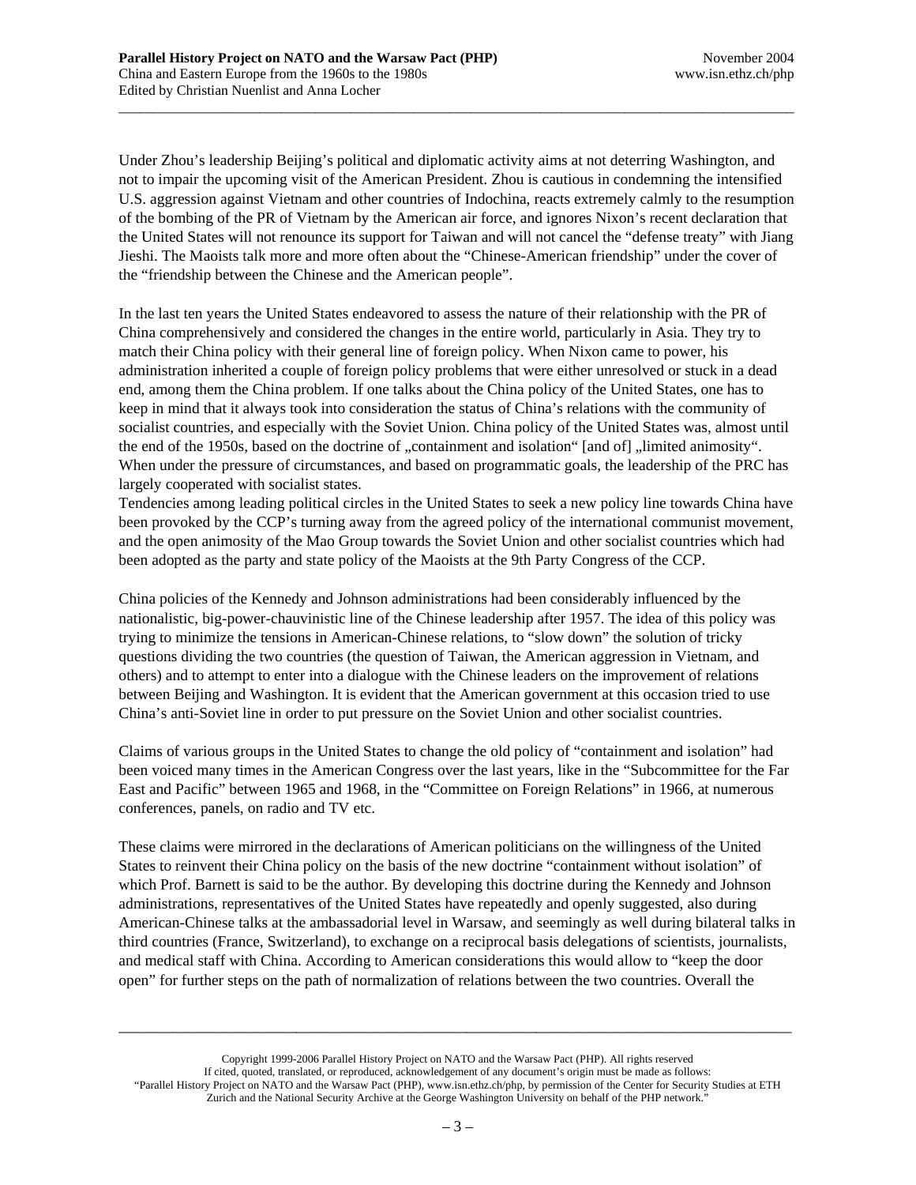Under Zhou's leadership Beijing's political and diplomatic activity aims at not deterring Washington, and not to impair the upcoming visit of the American President. Zhou is cautious in condemning the intensified U.S. aggression against Vietnam and other countries of Indochina, reacts extremely calmly to the resumption of the bombing of the PR of Vietnam by the American air force, and ignores Nixon's recent declaration that the United States will not renounce its support for Taiwan and will not cancel the "defense treaty" with Jiang Jieshi. The Maoists talk more and more often about the "Chinese-American friendship" under the cover of the "friendship between the Chinese and the American people".

In the last ten years the United States endeavored to assess the nature of their relationship with the PR of China comprehensively and considered the changes in the entire world, particularly in Asia. They try to match their China policy with their general line of foreign policy. When Nixon came to power, his administration inherited a couple of foreign policy problems that were either unresolved or stuck in a dead end, among them the China problem. If one talks about the China policy of the United States, one has to keep in mind that it always took into consideration the status of China's relations with the community of socialist countries, and especially with the Soviet Union. China policy of the United States was, almost until the end of the 1950s, based on the doctrine of „containment and isolation“ [and of] „limited animosity“. When under the pressure of circumstances, and based on programmatic goals, the leadership of the PRC has largely cooperated with socialist states.
Tendencies among leading political circles in the United States to seek a new policy line towards China have been provoked by the CCP's turning away from the agreed policy of the international communist movement, and the open animosity of the Mao Group towards the Soviet Union and other socialist countries which had been adopted as the party and state policy of the Maoists at the 9th Party Congress of the CCP.

China policies of the Kennedy and Johnson administrations had been considerably influenced by the nationalistic, big-power-chauvinistic line of the Chinese leadership after 1957. The idea of this policy was trying to minimize the tensions in American-Chinese relations, to "slow down" the solution of tricky questions dividing the two countries (the question of Taiwan, the American aggression in Vietnam, and others) and to attempt to enter into a dialogue with the Chinese leaders on the improvement of relations between Beijing and Washington. It is evident that the American government at this occasion tried to use China's anti-Soviet line in order to put pressure on the Soviet Union and other socialist countries.

Claims of various groups in the United States to change the old policy of "containment and isolation" had been voiced many times in the American Congress over the last years, like in the "Subcommittee for the Far East and Pacific" between 1965 and 1968, in the "Committee on Foreign Relations" in 1966, at numerous conferences, panels, on radio and TV etc.

These claims were mirrored in the declarations of American politicians on the willingness of the United States to reinvent their China policy on the basis of the new doctrine "containment without isolation" of which Prof. Barnett is said to be the author. By developing this doctrine during the Kennedy and Johnson administrations, representatives of the United States have repeatedly and openly suggested, also during American-Chinese talks at the ambassadorial level in Warsaw, and seemingly as well during bilateral talks in third countries (France, Switzerland), to exchange on a reciprocal basis delegations of scientists, journalists, and medical staff with China. According to American considerations this would allow to "keep the door open" for further steps on the path of normalization of relations between the two countries. Overall the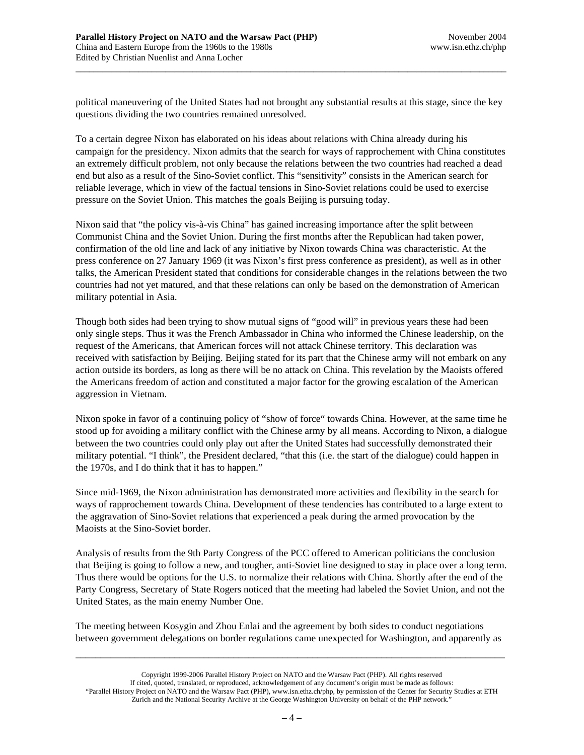political maneuvering of the United States had not brought any substantial results at this stage, since the key questions dividing the two countries remained unresolved.

To a certain degree Nixon has elaborated on his ideas about relations with China already during his campaign for the presidency. Nixon admits that the search for ways of rapprochement with China constitutes an extremely difficult problem, not only because the relations between the two countries had reached a dead end but also as a result of the Sino-Soviet conflict. This "sensitivity" consists in the American search for reliable leverage, which in view of the factual tensions in Sino-Soviet relations could be used to exercise pressure on the Soviet Union. This matches the goals Beijing is pursuing today.

Nixon said that "the policy vis-à-vis China" has gained increasing importance after the split between Communist China and the Soviet Union. During the first months after the Republican had taken power, confirmation of the old line and lack of any initiative by Nixon towards China was characteristic. At the press conference on 27 January 1969 (it was Nixon's first press conference as president), as well as in other talks, the American President stated that conditions for considerable changes in the relations between the two countries had not yet matured, and that these relations can only be based on the demonstration of American military potential in Asia.

Though both sides had been trying to show mutual signs of "good will" in previous years these had been only single steps. Thus it was the French Ambassador in China who informed the Chinese leadership, on the request of the Americans, that American forces will not attack Chinese territory. This declaration was received with satisfaction by Beijing. Beijing stated for its part that the Chinese army will not embark on any action outside its borders, as long as there will be no attack on China. This revelation by the Maoists offered the Americans freedom of action and constituted a major factor for the growing escalation of the American aggression in Vietnam.

Nixon spoke in favor of a continuing policy of "show of force" towards China. However, at the same time he stood up for avoiding a military conflict with the Chinese army by all means. According to Nixon, a dialogue between the two countries could only play out after the United States had successfully demonstrated their military potential. "I think", the President declared, "that this (i.e. the start of the dialogue) could happen in the 1970s, and I do think that it has to happen."

Since mid-1969, the Nixon administration has demonstrated more activities and flexibility in the search for ways of rapprochement towards China. Development of these tendencies has contributed to a large extent to the aggravation of Sino-Soviet relations that experienced a peak during the armed provocation by the Maoists at the Sino-Soviet border.

Analysis of results from the 9th Party Congress of the PCC offered to American politicians the conclusion that Beijing is going to follow a new, and tougher, anti-Soviet line designed to stay in place over a long term. Thus there would be options for the U.S. to normalize their relations with China. Shortly after the end of the Party Congress, Secretary of State Rogers noticed that the meeting had labeled the Soviet Union, and not the United States, as the main enemy Number One.

The meeting between Kosygin and Zhou Enlai and the agreement by both sides to conduct negotiations between government delegations on border regulations came unexpected for Washington, and apparently as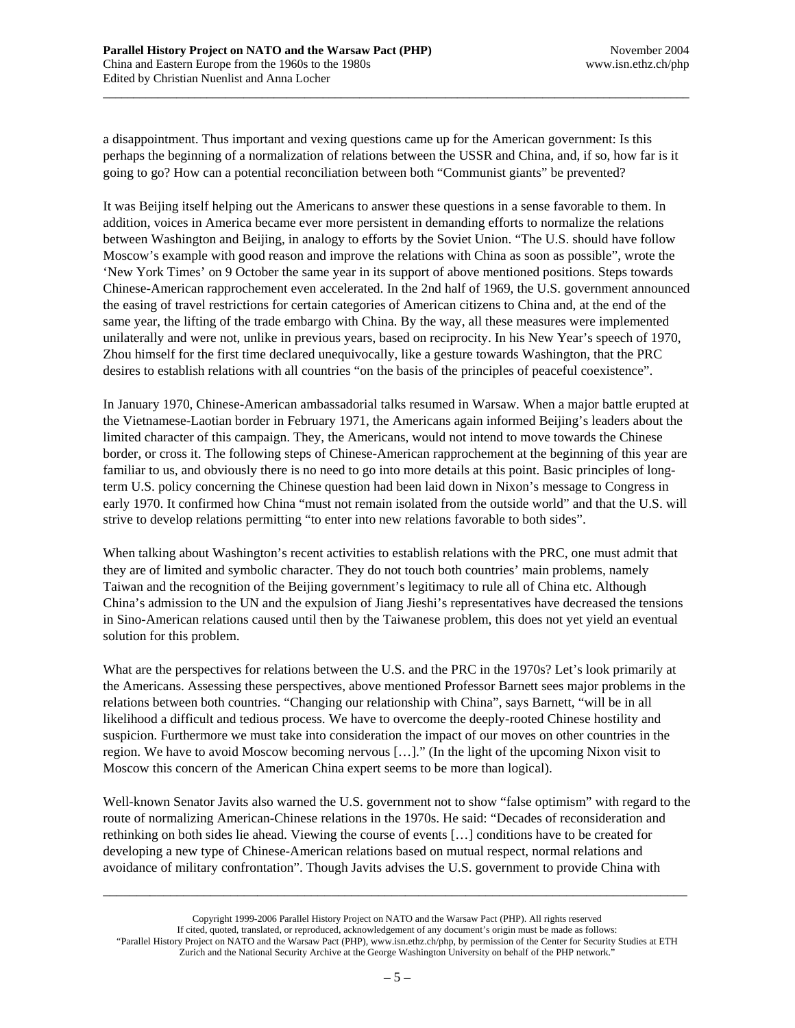a disappointment. Thus important and vexing questions came up for the American government: Is this perhaps the beginning of a normalization of relations between the USSR and China, and, if so, how far is it going to go? How can a potential reconciliation between both "Communist giants" be prevented?

It was Beijing itself helping out the Americans to answer these questions in a sense favorable to them. In addition, voices in America became ever more persistent in demanding efforts to normalize the relations between Washington and Beijing, in analogy to efforts by the Soviet Union. "The U.S. should have follow Moscow's example with good reason and improve the relations with China as soon as possible", wrote the 'New York Times' on 9 October the same year in its support of above mentioned positions. Steps towards Chinese-American rapprochement even accelerated. In the 2nd half of 1969, the U.S. government announced the easing of travel restrictions for certain categories of American citizens to China and, at the end of the same year, the lifting of the trade embargo with China. By the way, all these measures were implemented unilaterally and were not, unlike in previous years, based on reciprocity. In his New Year's speech of 1970, Zhou himself for the first time declared unequivocally, like a gesture towards Washington, that the PRC desires to establish relations with all countries "on the basis of the principles of peaceful coexistence".

In January 1970, Chinese-American ambassadorial talks resumed in Warsaw. When a major battle erupted at the Vietnamese-Laotian border in February 1971, the Americans again informed Beijing's leaders about the limited character of this campaign. They, the Americans, would not intend to move towards the Chinese border, or cross it. The following steps of Chinese-American rapprochement at the beginning of this year are familiar to us, and obviously there is no need to go into more details at this point. Basic principles of long-term U.S. policy concerning the Chinese question had been laid down in Nixon's message to Congress in early 1970. It confirmed how China "must not remain isolated from the outside world" and that the U.S. will strive to develop relations permitting "to enter into new relations favorable to both sides".

When talking about Washington's recent activities to establish relations with the PRC, one must admit that they are of limited and symbolic character. They do not touch both countries' main problems, namely Taiwan and the recognition of the Beijing government's legitimacy to rule all of China etc. Although China's admission to the UN and the expulsion of Jiang Jieshi's representatives have decreased the tensions in Sino-American relations caused until then by the Taiwanese problem, this does not yet yield an eventual solution for this problem.

What are the perspectives for relations between the U.S. and the PRC in the 1970s? Let's look primarily at the Americans. Assessing these perspectives, above mentioned Professor Barnett sees major problems in the relations between both countries. "Changing our relationship with China", says Barnett, "will be in all likelihood a difficult and tedious process. We have to overcome the deeply-rooted Chinese hostility and suspicion. Furthermore we must take into consideration the impact of our moves on other countries in the region. We have to avoid Moscow becoming nervous […]." (In the light of the upcoming Nixon visit to Moscow this concern of the American China expert seems to be more than logical).

Well-known Senator Javits also warned the U.S. government not to show "false optimism" with regard to the route of normalizing American-Chinese relations in the 1970s. He said: "Decades of reconsideration and rethinking on both sides lie ahead. Viewing the course of events […] conditions have to be created for developing a new type of Chinese-American relations based on mutual respect, normal relations and avoidance of military confrontation". Though Javits advises the U.S. government to provide China with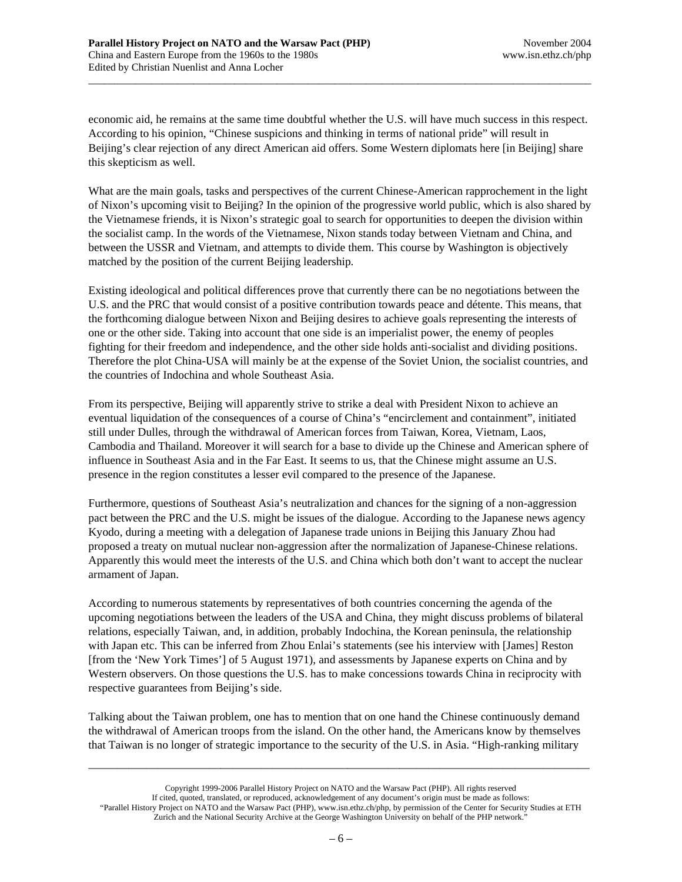economic aid, he remains at the same time doubtful whether the U.S. will have much success in this respect. According to his opinion, "Chinese suspicions and thinking in terms of national pride" will result in Beijing's clear rejection of any direct American aid offers. Some Western diplomats here [in Beijing] share this skepticism as well.

What are the main goals, tasks and perspectives of the current Chinese-American rapprochement in the light of Nixon's upcoming visit to Beijing? In the opinion of the progressive world public, which is also shared by the Vietnamese friends, it is Nixon's strategic goal to search for opportunities to deepen the division within the socialist camp. In the words of the Vietnamese, Nixon stands today between Vietnam and China, and between the USSR and Vietnam, and attempts to divide them. This course by Washington is objectively matched by the position of the current Beijing leadership.

Existing ideological and political differences prove that currently there can be no negotiations between the U.S. and the PRC that would consist of a positive contribution towards peace and détente. This means, that the forthcoming dialogue between Nixon and Beijing desires to achieve goals representing the interests of one or the other side. Taking into account that one side is an imperialist power, the enemy of peoples fighting for their freedom and independence, and the other side holds anti-socialist and dividing positions. Therefore the plot China-USA will mainly be at the expense of the Soviet Union, the socialist countries, and the countries of Indochina and whole Southeast Asia.

From its perspective, Beijing will apparently strive to strike a deal with President Nixon to achieve an eventual liquidation of the consequences of a course of China's "encirclement and containment", initiated still under Dulles, through the withdrawal of American forces from Taiwan, Korea, Vietnam, Laos, Cambodia and Thailand. Moreover it will search for a base to divide up the Chinese and American sphere of influence in Southeast Asia and in the Far East. It seems to us, that the Chinese might assume an U.S. presence in the region constitutes a lesser evil compared to the presence of the Japanese.

Furthermore, questions of Southeast Asia's neutralization and chances for the signing of a non-aggression pact between the PRC and the U.S. might be issues of the dialogue. According to the Japanese news agency Kyodo, during a meeting with a delegation of Japanese trade unions in Beijing this January Zhou had proposed a treaty on mutual nuclear non-aggression after the normalization of Japanese-Chinese relations. Apparently this would meet the interests of the U.S. and China which both don't want to accept the nuclear armament of Japan.

According to numerous statements by representatives of both countries concerning the agenda of the upcoming negotiations between the leaders of the USA and China, they might discuss problems of bilateral relations, especially Taiwan, and, in addition, probably Indochina, the Korean peninsula, the relationship with Japan etc. This can be inferred from Zhou Enlai's statements (see his interview with [James] Reston [from the 'New York Times'] of 5 August 1971), and assessments by Japanese experts on China and by Western observers. On those questions the U.S. has to make concessions towards China in reciprocity with respective guarantees from Beijing's side.

Talking about the Taiwan problem, one has to mention that on one hand the Chinese continuously demand the withdrawal of American troops from the island. On the other hand, the Americans know by themselves that Taiwan is no longer of strategic importance to the security of the U.S. in Asia. "High-ranking military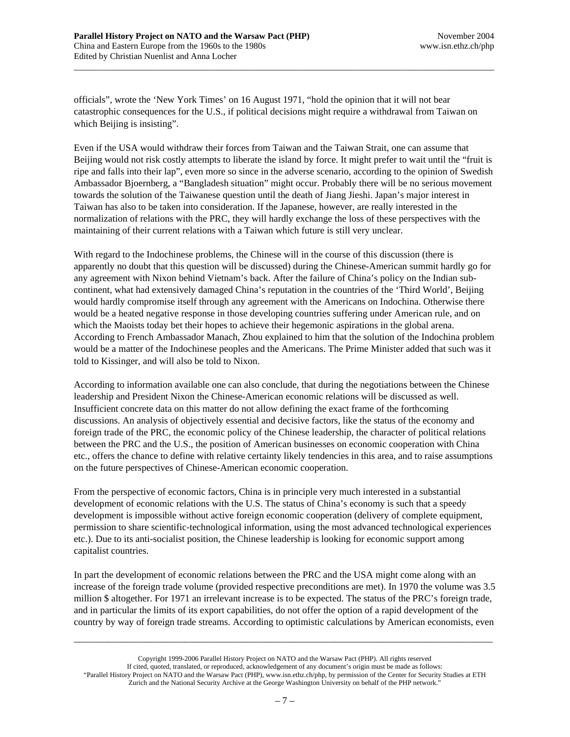officials", wrote the 'New York Times' on 16 August 1971, "hold the opinion that it will not bear catastrophic consequences for the U.S., if political decisions might require a withdrawal from Taiwan on which Beijing is insisting".

Even if the USA would withdraw their forces from Taiwan and the Taiwan Strait, one can assume that Beijing would not risk costly attempts to liberate the island by force. It might prefer to wait until the "fruit is ripe and falls into their lap", even more so since in the adverse scenario, according to the opinion of Swedish Ambassador Bjoernberg, a "Bangladesh situation" might occur. Probably there will be no serious movement towards the solution of the Taiwanese question until the death of Jiang Jieshi. Japan's major interest in Taiwan has also to be taken into consideration. If the Japanese, however, are really interested in the normalization of relations with the PRC, they will hardly exchange the loss of these perspectives with the maintaining of their current relations with a Taiwan which future is still very unclear.

With regard to the Indochinese problems, the Chinese will in the course of this discussion (there is apparently no doubt that this question will be discussed) during the Chinese-American summit hardly go for any agreement with Nixon behind Vietnam's back. After the failure of China's policy on the Indian sub-continent, what had extensively damaged China's reputation in the countries of the 'Third World', Beijing would hardly compromise itself through any agreement with the Americans on Indochina. Otherwise there would be a heated negative response in those developing countries suffering under American rule, and on which the Maoists today bet their hopes to achieve their hegemonic aspirations in the global arena. According to French Ambassador Manach, Zhou explained to him that the solution of the Indochina problem would be a matter of the Indochinese peoples and the Americans. The Prime Minister added that such was it told to Kissinger, and will also be told to Nixon.

According to information available one can also conclude, that during the negotiations between the Chinese leadership and President Nixon the Chinese-American economic relations will be discussed as well. Insufficient concrete data on this matter do not allow defining the exact frame of the forthcoming discussions. An analysis of objectively essential and decisive factors, like the status of the economy and foreign trade of the PRC, the economic policy of the Chinese leadership, the character of political relations between the PRC and the U.S., the position of American businesses on economic cooperation with China etc., offers the chance to define with relative certainty likely tendencies in this area, and to raise assumptions on the future perspectives of Chinese-American economic cooperation.

From the perspective of economic factors, China is in principle very much interested in a substantial development of economic relations with the U.S. The status of China's economy is such that a speedy development is impossible without active foreign economic cooperation (delivery of complete equipment, permission to share scientific-technological information, using the most advanced technological experiences etc.). Due to its anti-socialist position, the Chinese leadership is looking for economic support among capitalist countries.

In part the development of economic relations between the PRC and the USA might come along with an increase of the foreign trade volume (provided respective preconditions are met). In 1970 the volume was 3.5 million $ altogether. For 1971 an irrelevant increase is to be expected. The status of the PRC's foreign trade, and in particular the limits of its export capabilities, do not offer the option of a rapid development of the country by way of foreign trade streams. According to optimistic calculations by American economists, even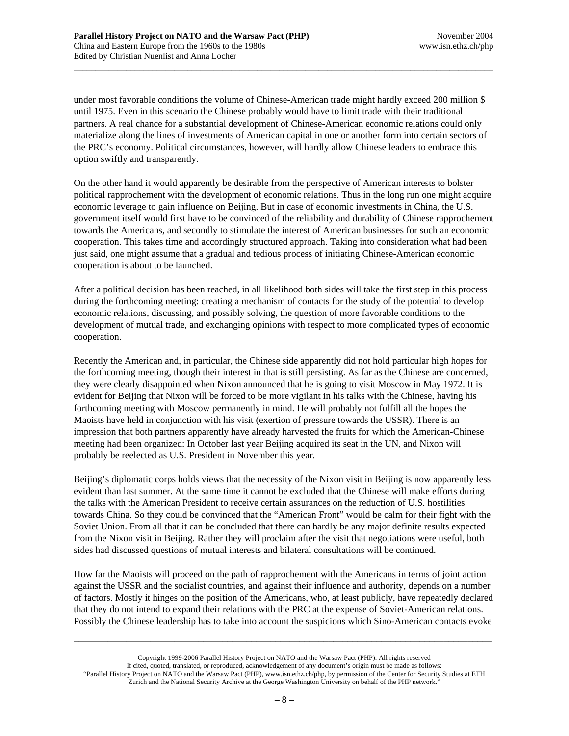under most favorable conditions the volume of Chinese-American trade might hardly exceed 200 million $ until 1975. Even in this scenario the Chinese probably would have to limit trade with their traditional partners. A real chance for a substantial development of Chinese-American economic relations could only materialize along the lines of investments of American capital in one or another form into certain sectors of the PRC's economy. Political circumstances, however, will hardly allow Chinese leaders to embrace this option swiftly and transparently.

On the other hand it would apparently be desirable from the perspective of American interests to bolster political rapprochement with the development of economic relations. Thus in the long run one might acquire economic leverage to gain influence on Beijing. But in case of economic investments in China, the U.S. government itself would first have to be convinced of the reliability and durability of Chinese rapprochement towards the Americans, and secondly to stimulate the interest of American businesses for such an economic cooperation. This takes time and accordingly structured approach. Taking into consideration what had been just said, one might assume that a gradual and tedious process of initiating Chinese-American economic cooperation is about to be launched.

After a political decision has been reached, in all likelihood both sides will take the first step in this process during the forthcoming meeting: creating a mechanism of contacts for the study of the potential to develop economic relations, discussing, and possibly solving, the question of more favorable conditions to the development of mutual trade, and exchanging opinions with respect to more complicated types of economic cooperation.

Recently the American and, in particular, the Chinese side apparently did not hold particular high hopes for the forthcoming meeting, though their interest in that is still persisting. As far as the Chinese are concerned, they were clearly disappointed when Nixon announced that he is going to visit Moscow in May 1972. It is evident for Beijing that Nixon will be forced to be more vigilant in his talks with the Chinese, having his forthcoming meeting with Moscow permanently in mind. He will probably not fulfill all the hopes the Maoists have held in conjunction with his visit (exertion of pressure towards the USSR). There is an impression that both partners apparently have already harvested the fruits for which the American-Chinese meeting had been organized: In October last year Beijing acquired its seat in the UN, and Nixon will probably be reelected as U.S. President in November this year.

Beijing's diplomatic corps holds views that the necessity of the Nixon visit in Beijing is now apparently less evident than last summer. At the same time it cannot be excluded that the Chinese will make efforts during the talks with the American President to receive certain assurances on the reduction of U.S. hostilities towards China. So they could be convinced that the "American Front" would be calm for their fight with the Soviet Union. From all that it can be concluded that there can hardly be any major definite results expected from the Nixon visit in Beijing. Rather they will proclaim after the visit that negotiations were useful, both sides had discussed questions of mutual interests and bilateral consultations will be continued.

How far the Maoists will proceed on the path of rapprochement with the Americans in terms of joint action against the USSR and the socialist countries, and against their influence and authority, depends on a number of factors. Mostly it hinges on the position of the Americans, who, at least publicly, have repeatedly declared that they do not intend to expand their relations with the PRC at the expense of Soviet-American relations. Possibly the Chinese leadership has to take into account the suspicions which Sino-American contacts evoke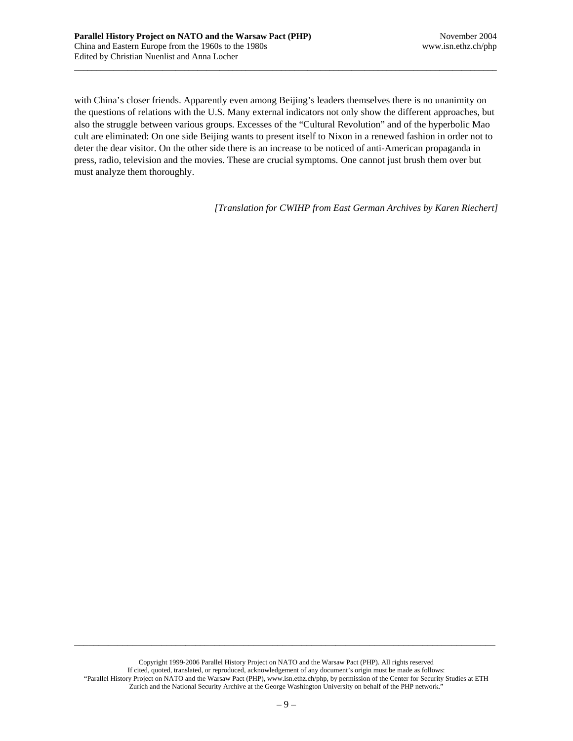with China's closer friends. Apparently even among Beijing's leaders themselves there is no unanimity on the questions of relations with the U.S. Many external indicators not only show the different approaches, but also the struggle between various groups. Excesses of the "Cultural Revolution" and of the hyperbolic Mao cult are eliminated: On one side Beijing wants to present itself to Nixon in a renewed fashion in order not to deter the dear visitor. On the other side there is an increase to be noticed of anti-American propaganda in press, radio, television and the movies. These are crucial symptoms. One cannot just brush them over but must analyze them thoroughly.

*[Translation for CWIHP from East German Archives by Karen Riechert]*